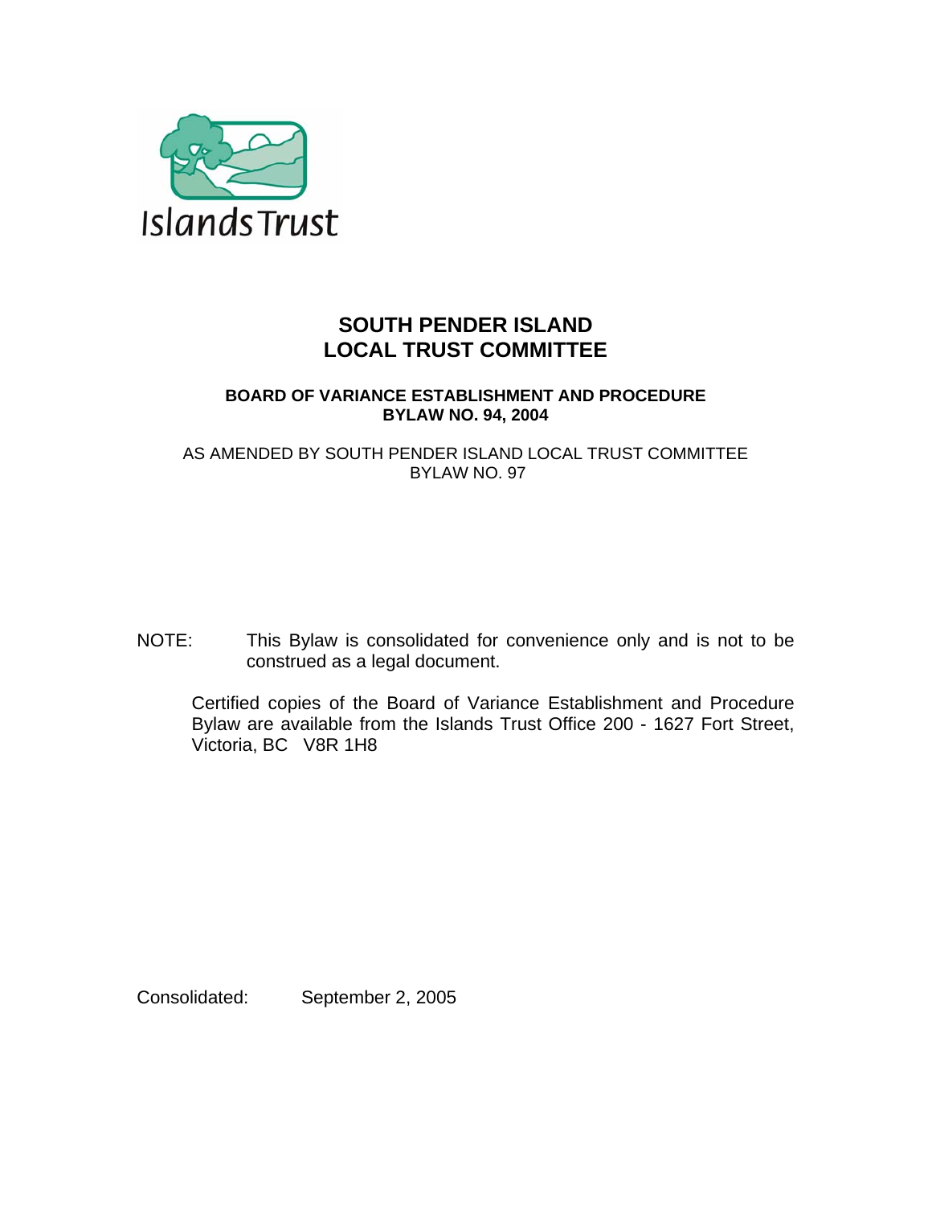Islands Trust

# SOUTH PENDER ISLAND LOCAL TRUST COMMITTEE

## BOARD OF VARIANCE ESTABLISHMENT AND PROCEDURE BYLAW NO. 94, 2004

AS AMENDED BY SOUTH PENDER ISLAND LOCAL TRUST COMMITTEE BYLAW NO. 97

NOTE: This Bylaw is consolidated for convenience only and is not to be construed as a legal document.

Certified copies of the Board of Variance Establishment and Procedure Bylaw are available from the Islands Trust Office 200 - 1627 Fort Street, Victoria, BC V8R 1H8

Consolidated: September 2, 2005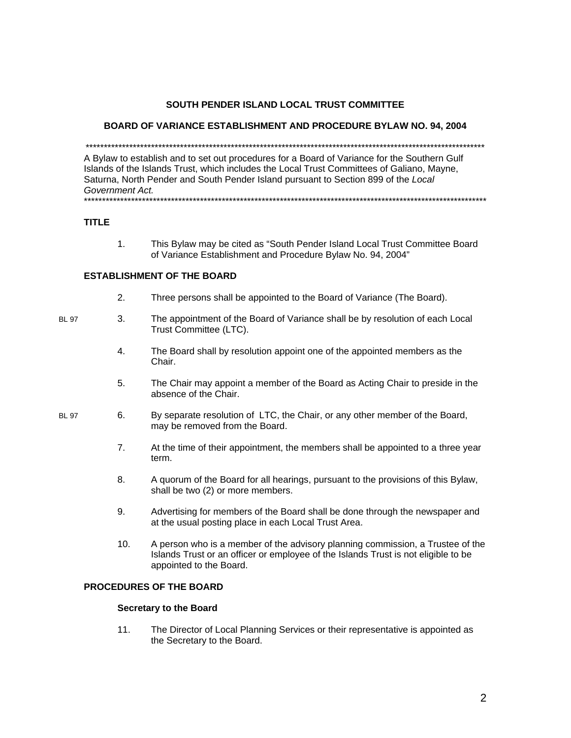**SOUTH PENDER ISLAND LOCAL TRUST COMMITTEE**

**BOARD OF VARIANCE ESTABLISHMENT AND PROCEDURE BYLAW NO. 94, 2004**

\*\*\*\*\*\*\*\*\*\*\*\*\*\*\*\*\*\*\*\*\*\*\*\*\*\*\*\*\*\*\*\*\*\*\*\*\*\*\*\*\*\*\*\*\*\*\*\*\*\*\*\*\*\*\*\*\*\*\*\*\*\*\*\*\*\*\*\*\*\*\*\*\*\*\*\*\*\*\*\*\*\*\*\*\*\*\*\*\*\*\*\*\*\*\*\*\*\*\*\*\*\*\*\*\*\*\*\*\*\*\*\*

A Bylaw to establish and to set out procedures for a Board of Variance for the Southern Gulf Islands of the Islands Trust, which includes the Local Trust Committees of Galiano, Mayne, Saturna, North Pender and South Pender Island pursuant to Section 899 of the *Local Government Act.*

\*\*\*\*\*\*\*\*\*\*\*\*\*\*\*\*\*\*\*\*\*\*\*\*\*\*\*\*\*\*\*\*\*\*\*\*\*\*\*\*\*\*\*\*\*\*\*\*\*\*\*\*\*\*\*\*\*\*\*\*\*\*\*\*\*\*\*\*\*\*\*\*\*\*\*\*\*\*\*\*\*\*\*\*\*\*\*\*\*\*\*\*\*\*\*\*\*\*\*\*\*\*\*\*\*\*\*\*\*\*\*\*

## TITLE

1. This Bylaw may be cited as "South Pender Island Local Trust Committee Board of Variance Establishment and Procedure Bylaw No. 94, 2004"

## ESTABLISHMENT OF THE BOARD

2. Three persons shall be appointed to the Board of Variance (The Board).

3. (BL 97) The appointment of the Board of Variance shall be by resolution of each Local Trust Committee (LTC).

4. The Board shall by resolution appoint one of the appointed members as the Chair.

5. The Chair may appoint a member of the Board as Acting Chair to preside in the absence of the Chair.

6. (BL 97) By separate resolution of LTC, the Chair, or any other member of the Board, may be removed from the Board.

7. At the time of their appointment, the members shall be appointed to a three year term.

8. A quorum of the Board for all hearings, pursuant to the provisions of this Bylaw, shall be two (2) or more members.

9. Advertising for members of the Board shall be done through the newspaper and at the usual posting place in each Local Trust Area.

10. A person who is a member of the advisory planning commission, a Trustee of the Islands Trust or an officer or employee of the Islands Trust is not eligible to be appointed to the Board.

## PROCEDURES OF THE BOARD

### Secretary to the Board

11. The Director of Local Planning Services or their representative is appointed as the Secretary to the Board.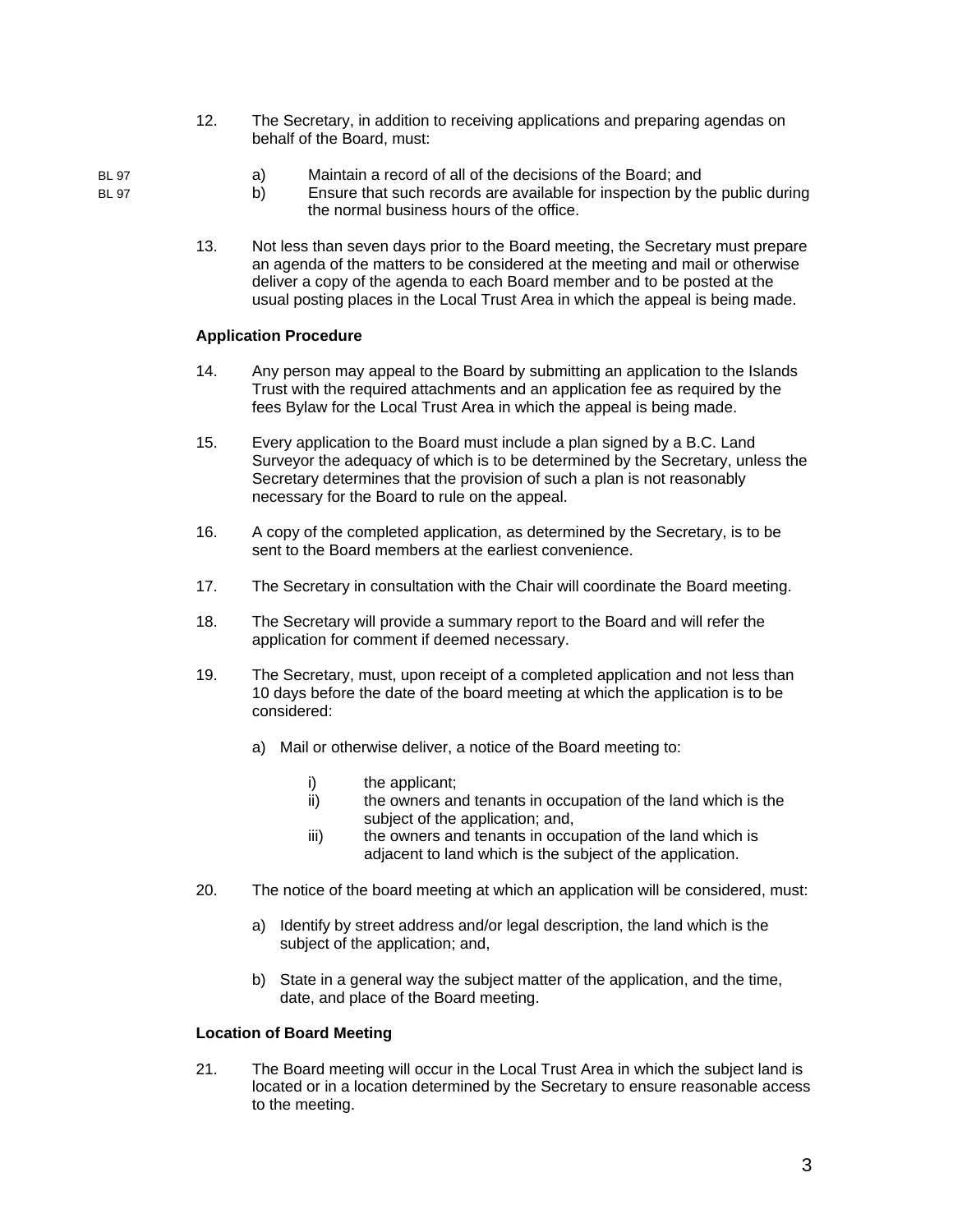12. The Secretary, in addition to receiving applications and preparing agendas on behalf of the Board, must:

    BL 97 a) Maintain a record of all of the decisions of the Board; and

    BL 97 b) Ensure that such records are available for inspection by the public during the normal business hours of the office.

13. Not less than seven days prior to the Board meeting, the Secretary must prepare an agenda of the matters to be considered at the meeting and mail or otherwise deliver a copy of the agenda to each Board member and to be posted at the usual posting places in the Local Trust Area in which the appeal is being made.

**Application Procedure**

14. Any person may appeal to the Board by submitting an application to the Islands Trust with the required attachments and an application fee as required by the fees Bylaw for the Local Trust Area in which the appeal is being made.

15. Every application to the Board must include a plan signed by a B.C. Land Surveyor the adequacy of which is to be determined by the Secretary, unless the Secretary determines that the provision of such a plan is not reasonably necessary for the Board to rule on the appeal.

16. A copy of the completed application, as determined by the Secretary, is to be sent to the Board members at the earliest convenience.

17. The Secretary in consultation with the Chair will coordinate the Board meeting.

18. The Secretary will provide a summary report to the Board and will refer the application for comment if deemed necessary.

19. The Secretary, must, upon receipt of a completed application and not less than 10 days before the date of the board meeting at which the application is to be considered:

    a) Mail or otherwise deliver, a notice of the Board meeting to:

        i) the applicant;
        ii) the owners and tenants in occupation of the land which is the subject of the application; and,
        iii) the owners and tenants in occupation of the land which is adjacent to land which is the subject of the application.

20. The notice of the board meeting at which an application will be considered, must:

    a) Identify by street address and/or legal description, the land which is the subject of the application; and,

    b) State in a general way the subject matter of the application, and the time, date, and place of the Board meeting.

**Location of Board Meeting**

21. The Board meeting will occur in the Local Trust Area in which the subject land is located or in a location determined by the Secretary to ensure reasonable access to the meeting.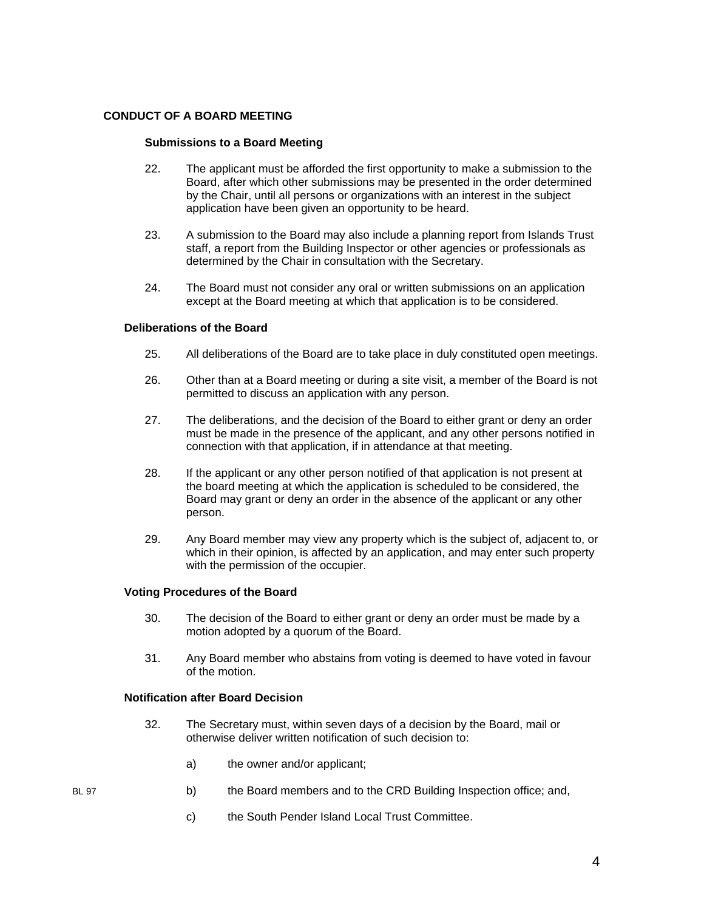## CONDUCT OF A BOARD MEETING

### Submissions to a Board Meeting

22. The applicant must be afforded the first opportunity to make a submission to the Board, after which other submissions may be presented in the order determined by the Chair, until all persons or organizations with an interest in the subject application have been given an opportunity to be heard.

23. A submission to the Board may also include a planning report from Islands Trust staff, a report from the Building Inspector or other agencies or professionals as determined by the Chair in consultation with the Secretary.

24. The Board must not consider any oral or written submissions on an application except at the Board meeting at which that application is to be considered.

### Deliberations of the Board

25. All deliberations of the Board are to take place in duly constituted open meetings.

26. Other than at a Board meeting or during a site visit, a member of the Board is not permitted to discuss an application with any person.

27. The deliberations, and the decision of the Board to either grant or deny an order must be made in the presence of the applicant, and any other persons notified in connection with that application, if in attendance at that meeting.

28. If the applicant or any other person notified of that application is not present at the board meeting at which the application is scheduled to be considered, the Board may grant or deny an order in the absence of the applicant or any other person.

29. Any Board member may view any property which is the subject of, adjacent to, or which in their opinion, is affected by an application, and may enter such property with the permission of the occupier.

### Voting Procedures of the Board

30. The decision of the Board to either grant or deny an order must be made by a motion adopted by a quorum of the Board.

31. Any Board member who abstains from voting is deemed to have voted in favour of the motion.

### Notification after Board Decision

32. The Secretary must, within seven days of a decision by the Board, mail or otherwise deliver written notification of such decision to:

    a) the owner and/or applicant;

    b) the Board members and to the CRD Building Inspection office; and, (BL 97)

    c) the South Pender Island Local Trust Committee.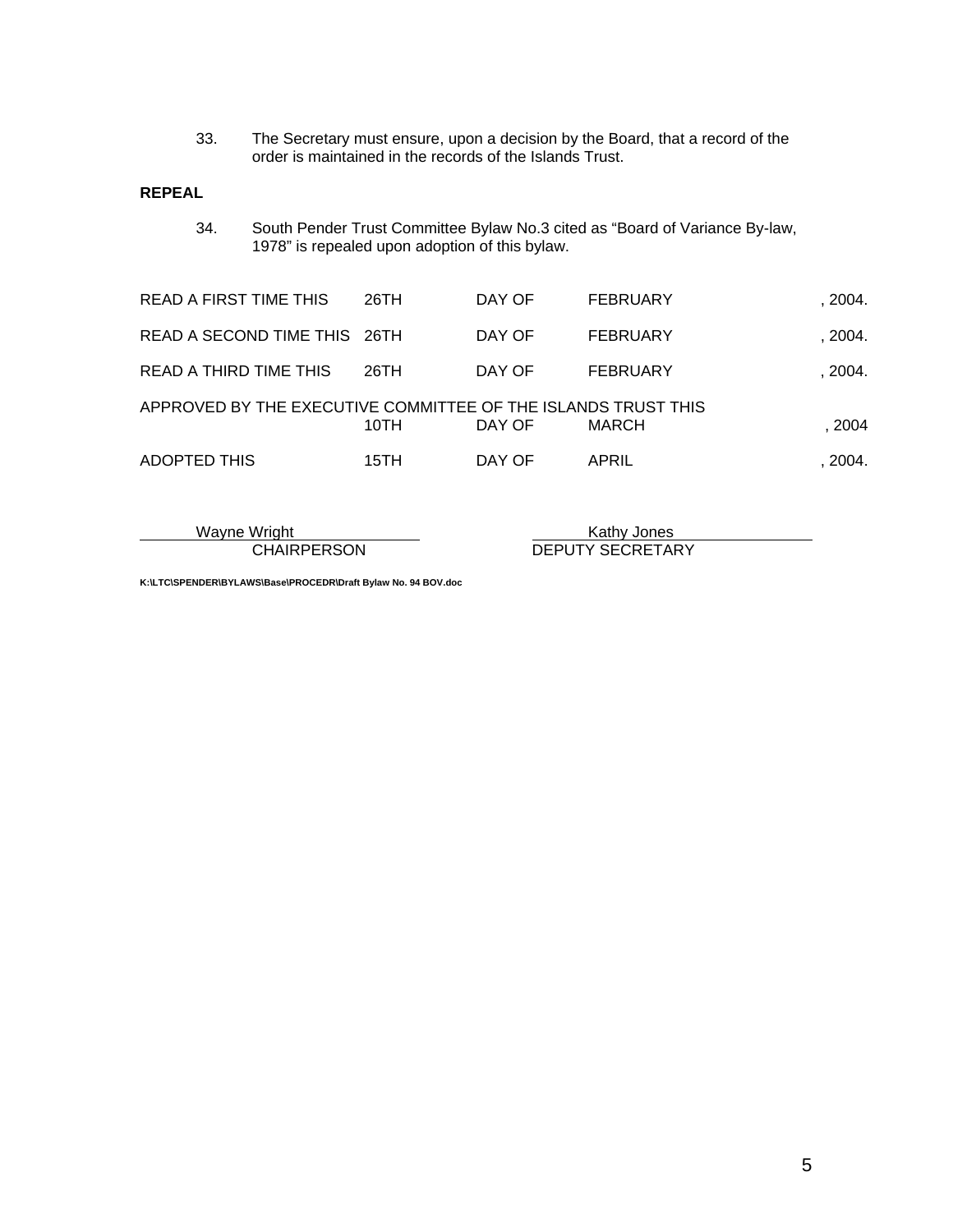33. The Secretary must ensure, upon a decision by the Board, that a record of the order is maintained in the records of the Islands Trust.

**REPEAL**

34. South Pender Trust Committee Bylaw No.3 cited as “Board of Variance By-law, 1978” is repealed upon adoption of this bylaw.

| | | | | |
|---|---|---|---|---|
| READ A FIRST TIME THIS | 26TH | DAY OF | FEBRUARY | , 2004. |
| READ A SECOND TIME THIS | 26TH | DAY OF | FEBRUARY | , 2004. |
| READ A THIRD TIME THIS | 26TH | DAY OF | FEBRUARY | , 2004. |
| APPROVED BY THE EXECUTIVE COMMITTEE OF THE ISLANDS TRUST THIS | 10TH | DAY OF | MARCH | , 2004 |
| ADOPTED THIS | 15TH | DAY OF | APRIL | , 2004. |

Wayne Wright
CHAIRPERSON

Kathy Jones
DEPUTY SECRETARY

K:\LTC\SPENDER\BYLAWS\Base\PROCEDR\Draft Bylaw No. 94 BOV.doc